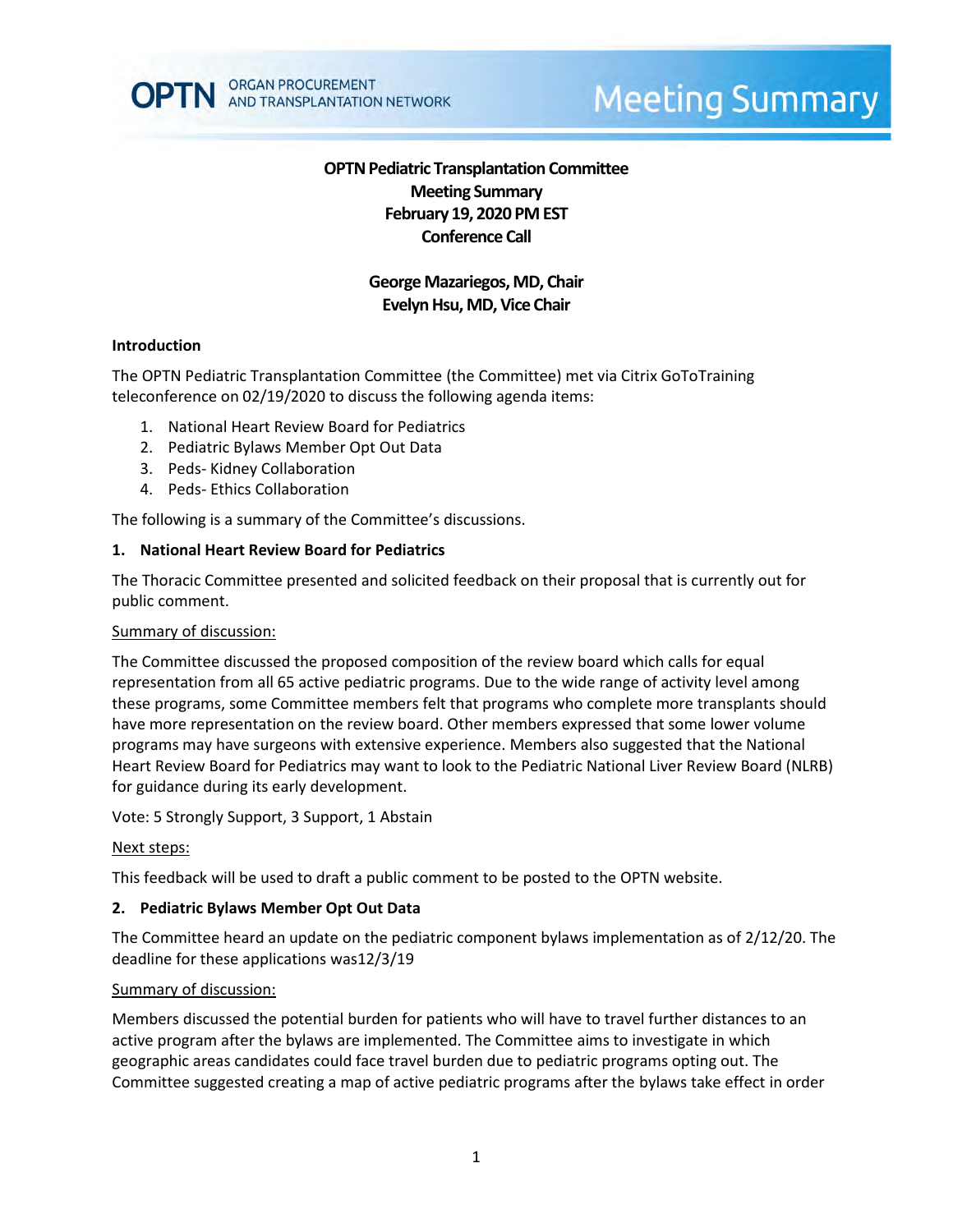OPTN ORGAN PROCUREMENT AND TRANSPLANTATION NETWORK

Meeting Summary

# OPTN Pediatric Transplantation Committee
## Meeting Summary
## February 19, 2020 PM EST
## Conference Call

**George Mazariegos, MD, Chair**
**Evelyn Hsu, MD, Vice Chair**

### Introduction

The OPTN Pediatric Transplantation Committee (the Committee) met via Citrix GoToTraining teleconference on 02/19/2020 to discuss the following agenda items:

1. National Heart Review Board for Pediatrics
2. Pediatric Bylaws Member Opt Out Data
3. Peds- Kidney Collaboration
4. Peds- Ethics Collaboration

The following is a summary of the Committee's discussions.

### 1. National Heart Review Board for Pediatrics

The Thoracic Committee presented and solicited feedback on their proposal that is currently out for public comment.

Summary of discussion:

The Committee discussed the proposed composition of the review board which calls for equal representation from all 65 active pediatric programs. Due to the wide range of activity level among these programs, some Committee members felt that programs who complete more transplants should have more representation on the review board. Other members expressed that some lower volume programs may have surgeons with extensive experience. Members also suggested that the National Heart Review Board for Pediatrics may want to look to the Pediatric National Liver Review Board (NLRB) for guidance during its early development.

Vote: 5 Strongly Support, 3 Support, 1 Abstain

Next steps:

This feedback will be used to draft a public comment to be posted to the OPTN website.

### 2. Pediatric Bylaws Member Opt Out Data

The Committee heard an update on the pediatric component bylaws implementation as of 2/12/20. The deadline for these applications was12/3/19

Summary of discussion:

Members discussed the potential burden for patients who will have to travel further distances to an active program after the bylaws are implemented. The Committee aims to investigate in which geographic areas candidates could face travel burden due to pediatric programs opting out. The Committee suggested creating a map of active pediatric programs after the bylaws take effect in order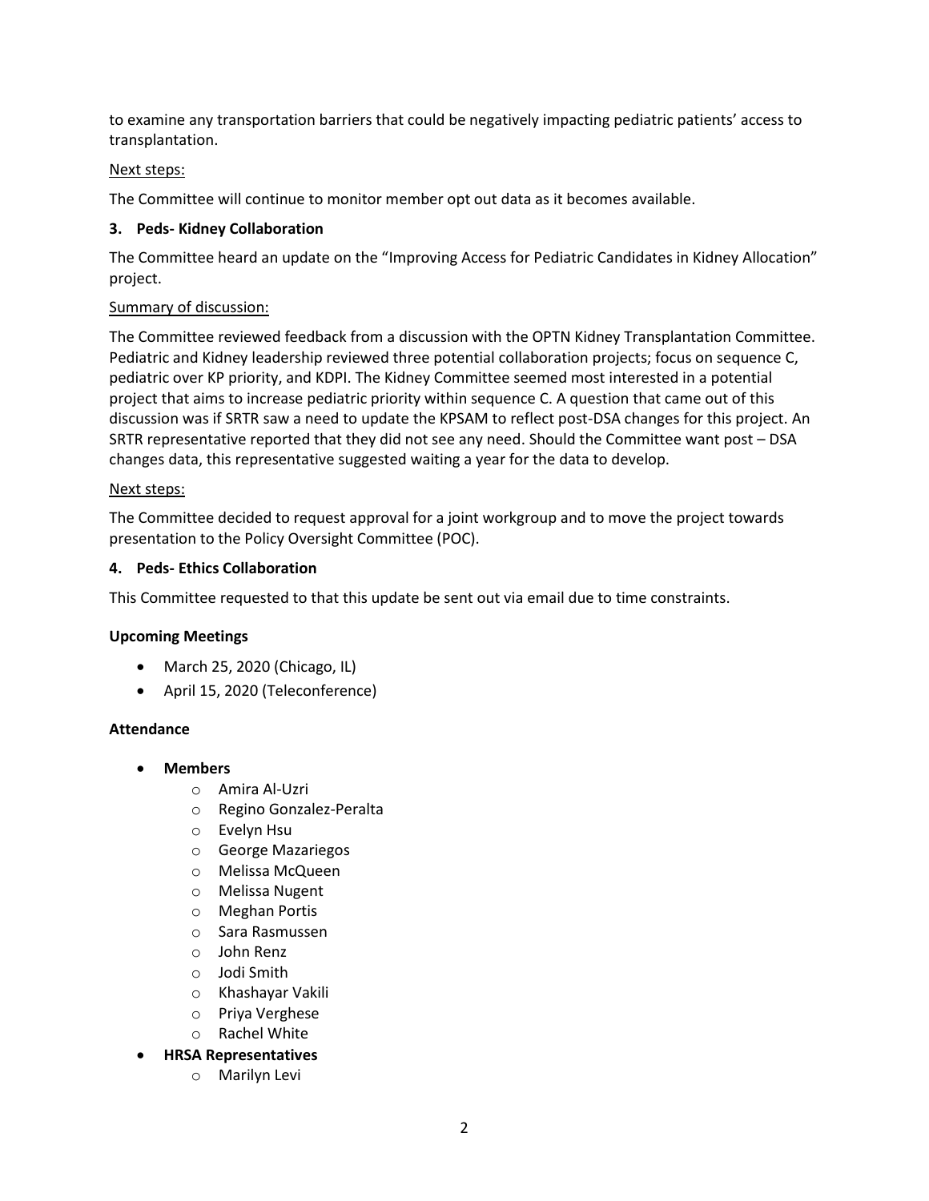to examine any transportation barriers that could be negatively impacting pediatric patients' access to transplantation.

Next steps:

The Committee will continue to monitor member opt out data as it becomes available.

**3. Peds- Kidney Collaboration**

The Committee heard an update on the "Improving Access for Pediatric Candidates in Kidney Allocation" project.

Summary of discussion:

The Committee reviewed feedback from a discussion with the OPTN Kidney Transplantation Committee. Pediatric and Kidney leadership reviewed three potential collaboration projects; focus on sequence C, pediatric over KP priority, and KDPI. The Kidney Committee seemed most interested in a potential project that aims to increase pediatric priority within sequence C. A question that came out of this discussion was if SRTR saw a need to update the KPSAM to reflect post-DSA changes for this project. An SRTR representative reported that they did not see any need. Should the Committee want post – DSA changes data, this representative suggested waiting a year for the data to develop.

Next steps:

The Committee decided to request approval for a joint workgroup and to move the project towards presentation to the Policy Oversight Committee (POC).

**4. Peds- Ethics Collaboration**

This Committee requested to that this update be sent out via email due to time constraints.

**Upcoming Meetings**

- March 25, 2020 (Chicago, IL)
- April 15, 2020 (Teleconference)

**Attendance**

- **Members**
  - Amira Al-Uzri
  - Regino Gonzalez-Peralta
  - Evelyn Hsu
  - George Mazariegos
  - Melissa McQueen
  - Melissa Nugent
  - Meghan Portis
  - Sara Rasmussen
  - John Renz
  - Jodi Smith
  - Khashayar Vakili
  - Priya Verghese
  - Rachel White
- **HRSA Representatives**
  - Marilyn Levi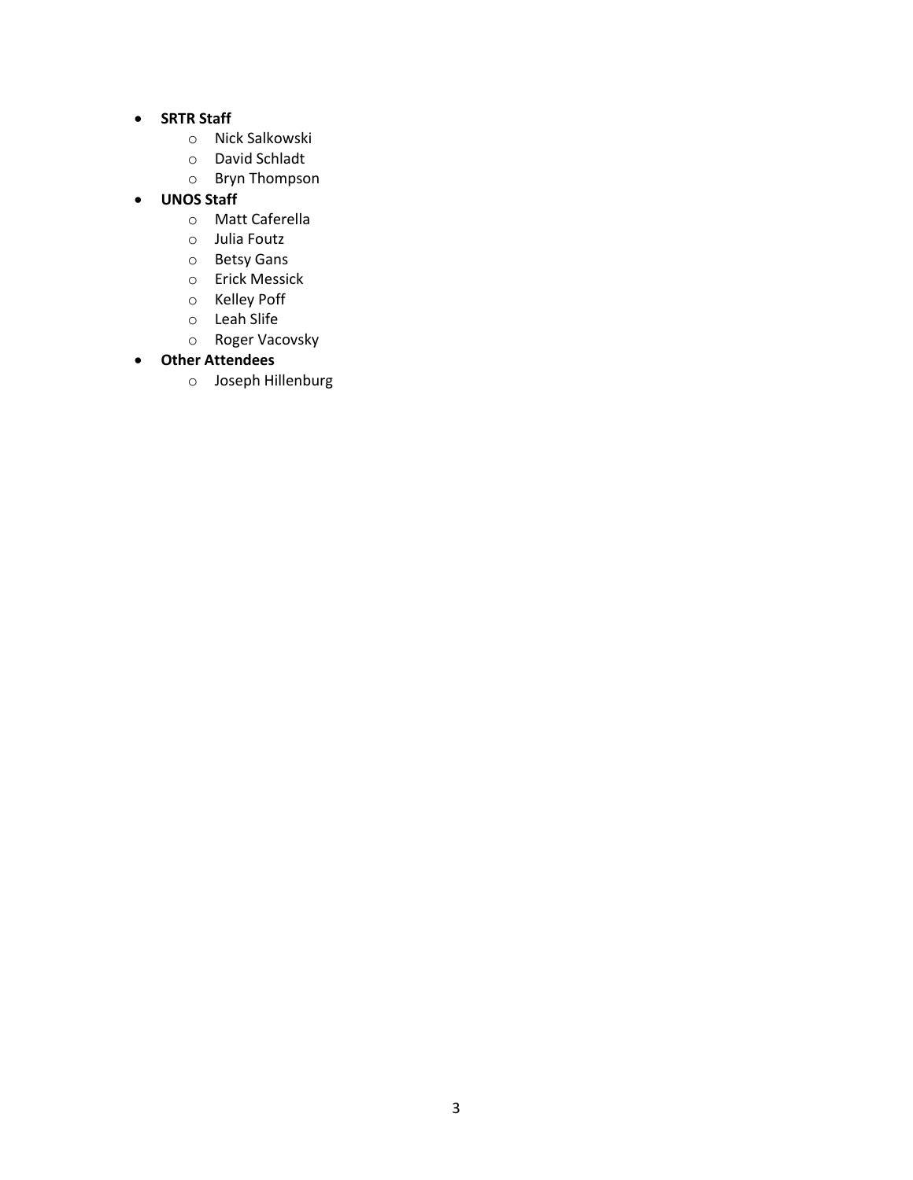- **SRTR Staff**
    - Nick Salkowski
    - David Schladt
    - Bryn Thompson
- **UNOS Staff**
    - Matt Caferella
    - Julia Foutz
    - Betsy Gans
    - Erick Messick
    - Kelley Poff
    - Leah Slife
    - Roger Vacovsky
- **Other Attendees**
    - Joseph Hillenburg